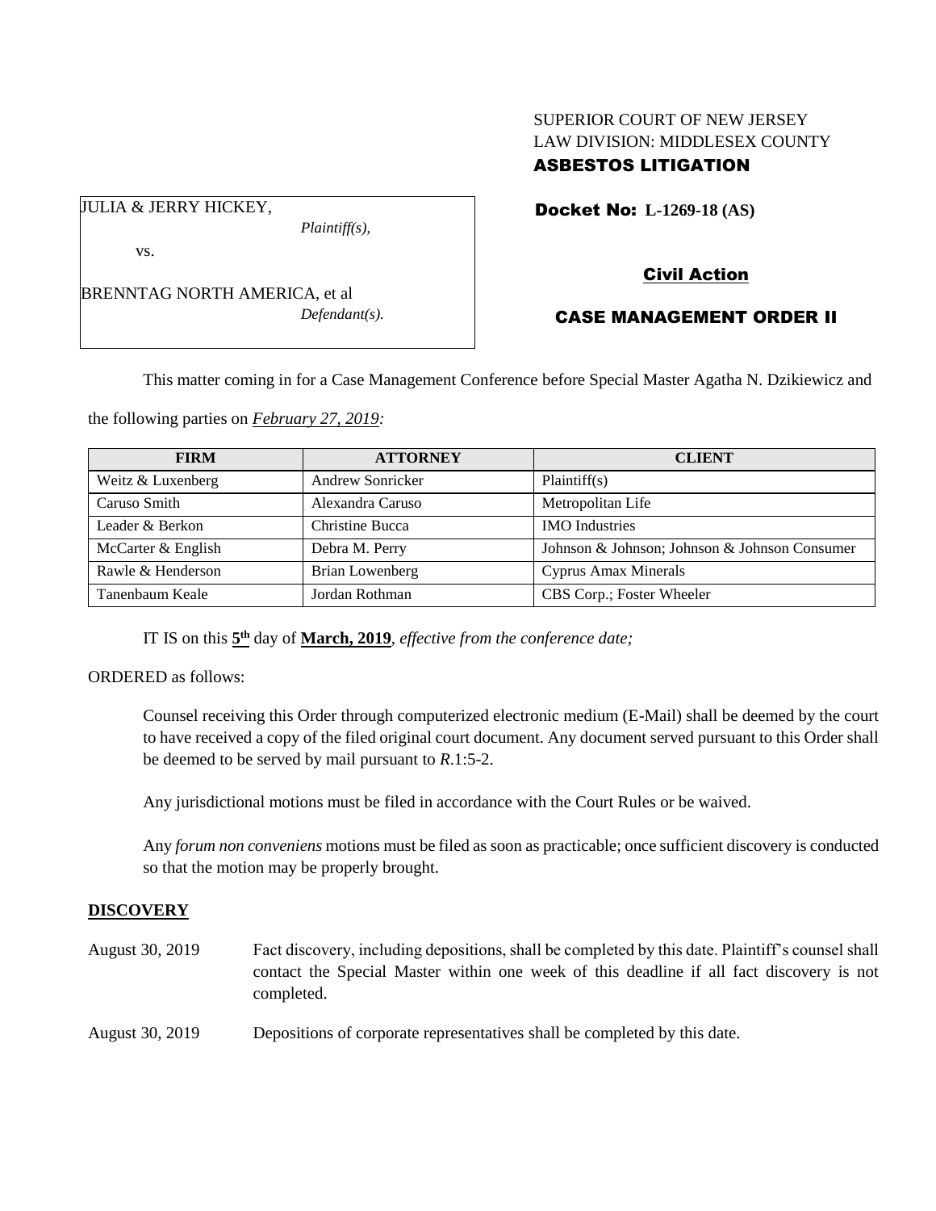SUPERIOR COURT OF NEW JERSEY
LAW DIVISION: MIDDLESEX COUNTY
**ASBESTOS LITIGATION**

JULIA & JERRY HICKEY,
*Plaintiff(s),*

vs.

BRENNTAG NORTH AMERICA, et al
*Defendant(s).*

**Docket No: L-1269-18 (AS)**

**Civil Action**

**CASE MANAGEMENT ORDER II**

This matter coming in for a Case Management Conference before Special Master Agatha N. Dzikiewicz and the following parties on *February 27, 2019:*

| FIRM | ATTORNEY | CLIENT |
|---|---|---|
| Weitz & Luxenberg | Andrew Sonricker | Plaintiff(s) |
| Caruso Smith | Alexandra Caruso | Metropolitan Life |
| Leader & Berkon | Christine Bucca | IMO Industries |
| McCarter & English | Debra M. Perry | Johnson & Johnson; Johnson & Johnson Consumer |
| Rawle & Henderson | Brian Lowenberg | Cyprus Amax Minerals |
| Tanenbaum Keale | Jordan Rothman | CBS Corp.; Foster Wheeler |

IT IS on this **5th** day of **March, 2019**, *effective from the conference date;*

ORDERED as follows:

Counsel receiving this Order through computerized electronic medium (E-Mail) shall be deemed by the court to have received a copy of the filed original court document. Any document served pursuant to this Order shall be deemed to be served by mail pursuant to *R*.1:5-2.

Any jurisdictional motions must be filed in accordance with the Court Rules or be waived.

Any *forum non conveniens* motions must be filed as soon as practicable; once sufficient discovery is conducted so that the motion may be properly brought.

## DISCOVERY

August 30, 2019 — Fact discovery, including depositions, shall be completed by this date. Plaintiff's counsel shall contact the Special Master within one week of this deadline if all fact discovery is not completed.

August 30, 2019 — Depositions of corporate representatives shall be completed by this date.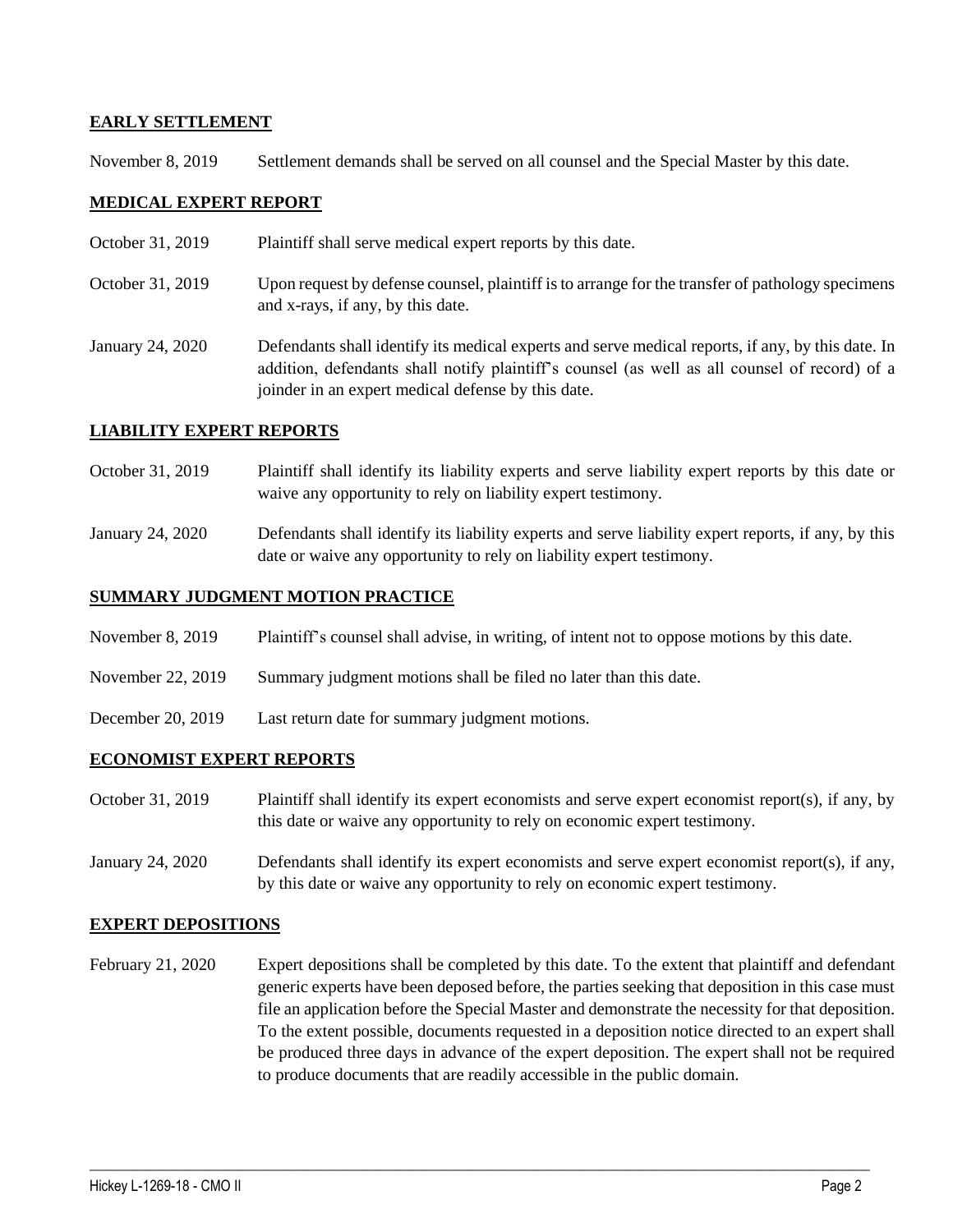## EARLY SETTLEMENT

November 8, 2019 — Settlement demands shall be served on all counsel and the Special Master by this date.

## MEDICAL EXPERT REPORT

October 31, 2019 — Plaintiff shall serve medical expert reports by this date.

October 31, 2019 — Upon request by defense counsel, plaintiff is to arrange for the transfer of pathology specimens and x-rays, if any, by this date.

January 24, 2020 — Defendants shall identify its medical experts and serve medical reports, if any, by this date. In addition, defendants shall notify plaintiff's counsel (as well as all counsel of record) of a joinder in an expert medical defense by this date.

## LIABILITY EXPERT REPORTS

October 31, 2019 — Plaintiff shall identify its liability experts and serve liability expert reports by this date or waive any opportunity to rely on liability expert testimony.

January 24, 2020 — Defendants shall identify its liability experts and serve liability expert reports, if any, by this date or waive any opportunity to rely on liability expert testimony.

## SUMMARY JUDGMENT MOTION PRACTICE

November 8, 2019 — Plaintiff's counsel shall advise, in writing, of intent not to oppose motions by this date.

November 22, 2019 — Summary judgment motions shall be filed no later than this date.

December 20, 2019 — Last return date for summary judgment motions.

## ECONOMIST EXPERT REPORTS

October 31, 2019 — Plaintiff shall identify its expert economists and serve expert economist report(s), if any, by this date or waive any opportunity to rely on economic expert testimony.

January 24, 2020 — Defendants shall identify its expert economists and serve expert economist report(s), if any, by this date or waive any opportunity to rely on economic expert testimony.

## EXPERT DEPOSITIONS

February 21, 2020 — Expert depositions shall be completed by this date. To the extent that plaintiff and defendant generic experts have been deposed before, the parties seeking that deposition in this case must file an application before the Special Master and demonstrate the necessity for that deposition. To the extent possible, documents requested in a deposition notice directed to an expert shall be produced three days in advance of the expert deposition. The expert shall not be required to produce documents that are readily accessible in the public domain.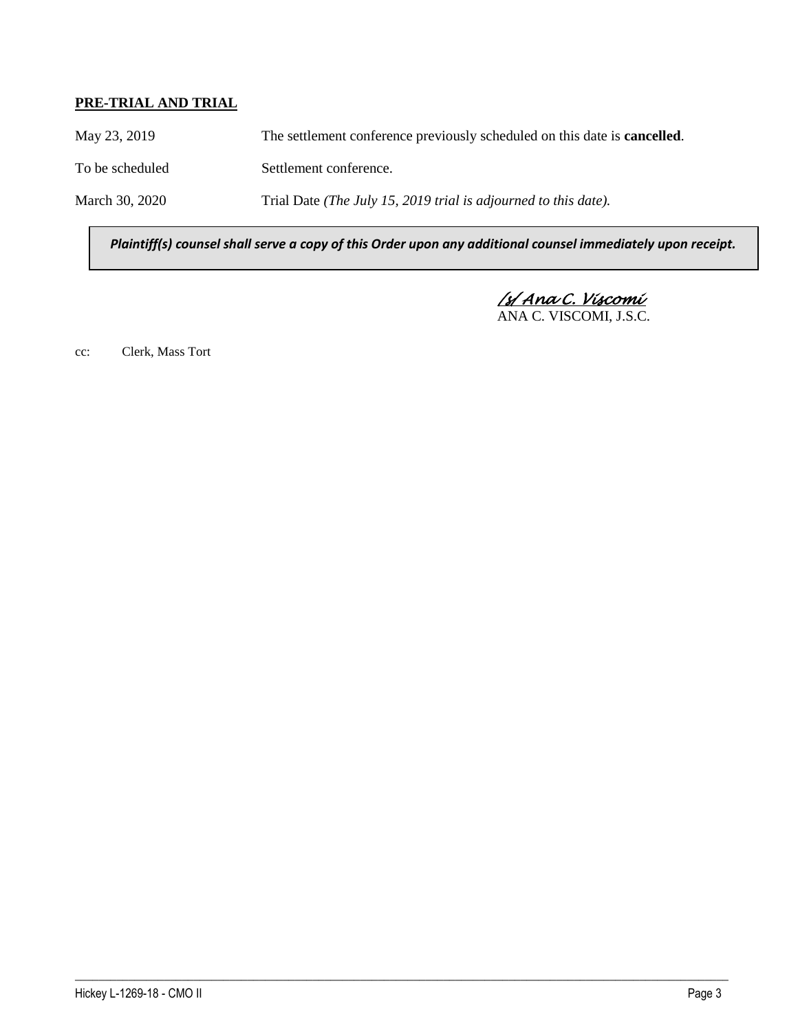**PRE-TRIAL AND TRIAL**

| | |
|---|---|
| May 23, 2019 | The settlement conference previously scheduled on this date is **cancelled**. |
| To be scheduled | Settlement conference. |
| March 30, 2020 | Trial Date *(The July 15, 2019 trial is adjourned to this date).* |

***Plaintiff(s) counsel shall serve a copy of this Order upon any additional counsel immediately upon receipt.***

/s/ Ana C. Viscomi
ANA C. VISCOMI, J.S.C.

cc: Clerk, Mass Tort